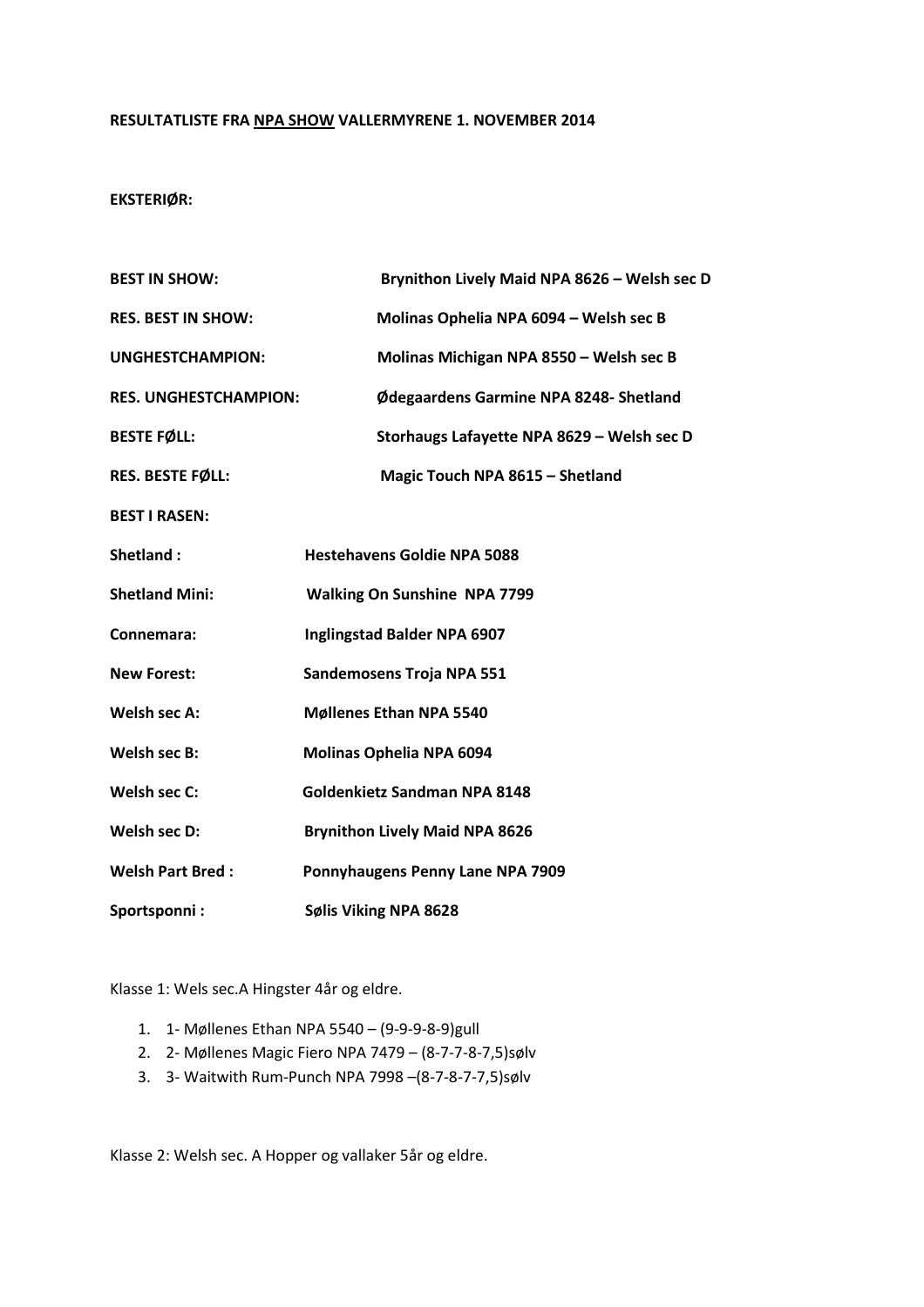**RESULTATLISTE FRA NPA SHOW VALLERMYRENE 1. NOVEMBER 2014**

**EKSTERIØR:**

| | |
|---|---|
| **BEST IN SHOW:** | **Brynithon Lively Maid NPA 8626 – Welsh sec D** |
| **RES. BEST IN SHOW:** | **Molinas Ophelia NPA 6094 – Welsh sec B** |
| **UNGHESTCHAMPION:** | **Molinas Michigan NPA 8550 – Welsh sec B** |
| **RES. UNGHESTCHAMPION:** | **Ødegaardens Garmine NPA 8248- Shetland** |
| **BESTE FØLL:** | **Storhaugs Lafayette NPA 8629 – Welsh sec D** |
| **RES. BESTE FØLL:** | **Magic Touch NPA 8615 – Shetland** |

**BEST I RASEN:**

| | |
|---|---|
| **Shetland :** | **Hestehavens Goldie NPA 5088** |
| **Shetland Mini:** | **Walking On Sunshine NPA 7799** |
| **Connemara:** | **Inglingstad Balder NPA 6907** |
| **New Forest:** | **Sandemosens Troja NPA 551** |
| **Welsh sec A:** | **Møllenes Ethan NPA 5540** |
| **Welsh sec B:** | **Molinas Ophelia NPA 6094** |
| **Welsh sec C:** | **Goldenkietz Sandman NPA 8148** |
| **Welsh sec D:** | **Brynithon Lively Maid NPA 8626** |
| **Welsh Part Bred :** | **Ponnyhaugens Penny Lane NPA 7909** |
| **Sportsponni :** | **Sølis Viking NPA 8628** |

Klasse 1: Wels sec.A Hingster 4år og eldre.

1. 1- Møllenes Ethan NPA 5540 – (9-9-9-8-9)gull
2. 2- Møllenes Magic Fiero NPA 7479 – (8-7-7-8-7,5)sølv
3. 3- Waitwith Rum-Punch NPA 7998 –(8-7-8-7-7,5)sølv

Klasse 2: Welsh sec. A Hopper og vallaker 5år og eldre.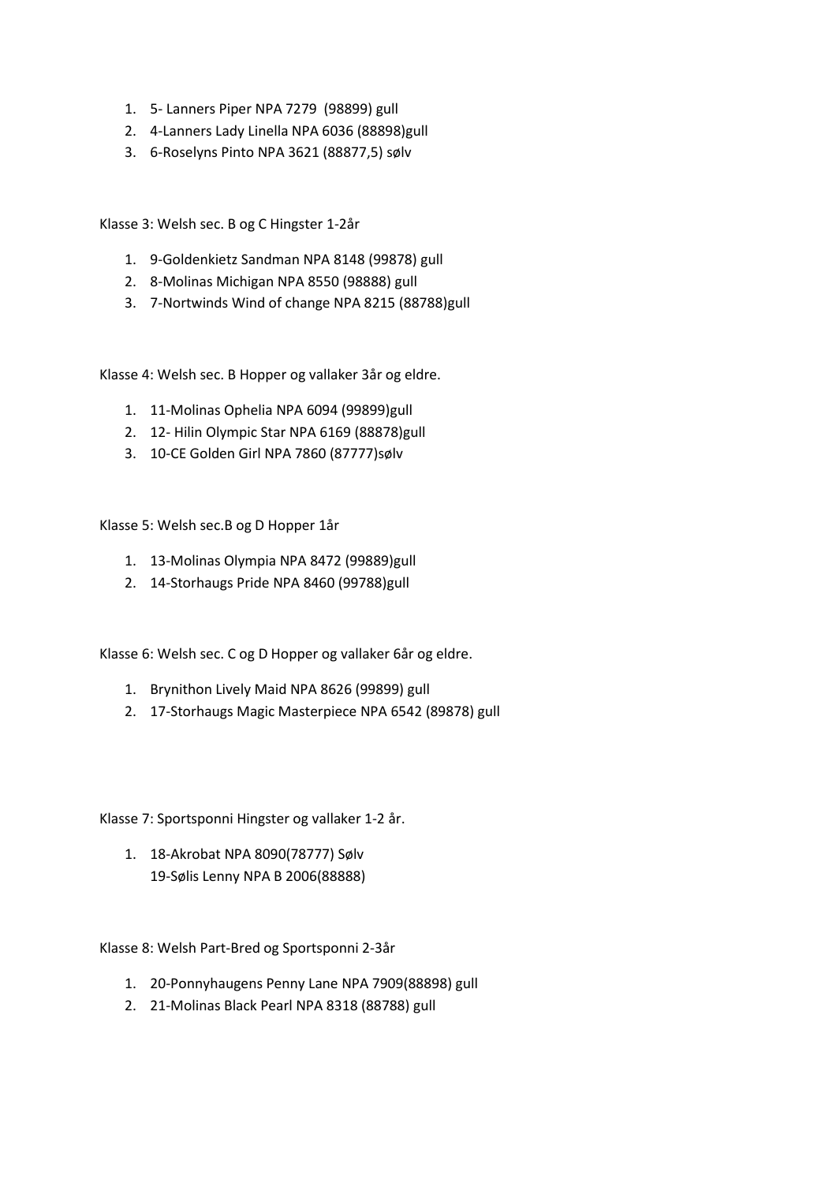1. 5- Lanners Piper NPA 7279  (98899) gull
2. 4-Lanners Lady Linella NPA 6036 (88898)gull
3. 6-Roselyns Pinto NPA 3621 (88877,5) sølv

Klasse 3: Welsh sec. B og C Hingster 1-2år

1. 9-Goldenkietz Sandman NPA 8148 (99878) gull
2. 8-Molinas Michigan NPA 8550 (98888) gull
3. 7-Nortwinds Wind of change NPA 8215 (88788)gull

Klasse 4: Welsh sec. B Hopper og vallaker 3år og eldre.

1. 11-Molinas Ophelia NPA 6094 (99899)gull
2. 12- Hilin Olympic Star NPA 6169 (88878)gull
3. 10-CE Golden Girl NPA 7860 (87777)sølv

Klasse 5: Welsh sec.B og D Hopper 1år

1. 13-Molinas Olympia NPA 8472 (99889)gull
2. 14-Storhaugs Pride NPA 8460 (99788)gull

Klasse 6: Welsh sec. C og D Hopper og vallaker 6år og eldre.

1. Brynithon Lively Maid NPA 8626 (99899) gull
2. 17-Storhaugs Magic Masterpiece NPA 6542 (89878) gull

Klasse 7: Sportsponni Hingster og vallaker 1-2 år.

1. 18-Akrobat NPA 8090(78777) Sølv
   19-Sølis Lenny NPA B 2006(88888)

Klasse 8: Welsh Part-Bred og Sportsponni 2-3år

1. 20-Ponnyhaugens Penny Lane NPA 7909(88898) gull
2. 21-Molinas Black Pearl NPA 8318 (88788) gull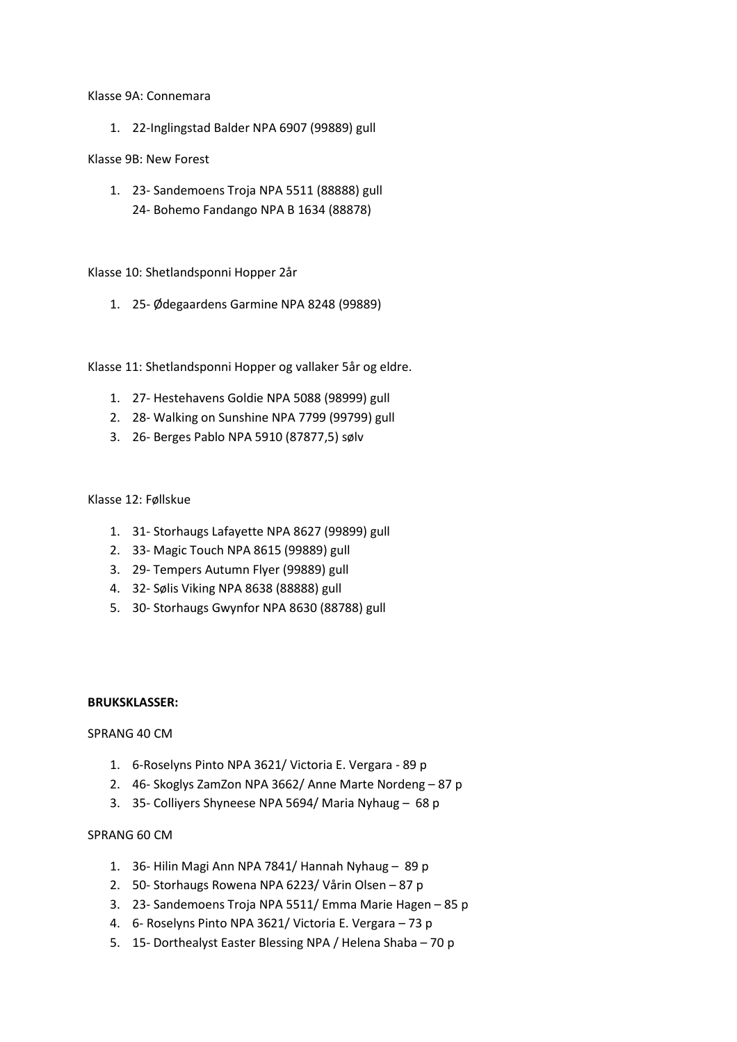Klasse 9A: Connemara

1. 22-Inglingstad Balder NPA 6907 (99889) gull

Klasse 9B: New Forest

1. 23- Sandemoens Troja NPA 5511 (88888) gull
   24- Bohemo Fandango NPA B 1634 (88878)

Klasse 10: Shetlandsponni Hopper 2år

1. 25- Ødegaardens Garmine NPA 8248 (99889)

Klasse 11: Shetlandsponni Hopper og vallaker 5år og eldre.

1. 27- Hestehavens Goldie NPA 5088 (98999) gull
2. 28- Walking on Sunshine NPA 7799 (99799) gull
3. 26- Berges Pablo NPA 5910 (87877,5) sølv

Klasse 12: Føllskue

1. 31- Storhaugs Lafayette NPA 8627 (99899) gull
2. 33- Magic Touch NPA 8615 (99889) gull
3. 29- Tempers Autumn Flyer (99889) gull
4. 32- Sølis Viking NPA 8638 (88888) gull
5. 30- Storhaugs Gwynfor NPA 8630 (88788) gull

**BRUKSKLASSER:**

SPRANG 40 CM

1. 6-Roselyns Pinto NPA 3621/ Victoria E. Vergara - 89 p
2. 46- Skoglys ZamZon NPA 3662/ Anne Marte Nordeng – 87 p
3. 35- Colliyers Shyneese NPA 5694/ Maria Nyhaug – 68 p

SPRANG 60 CM

1. 36- Hilin Magi Ann NPA 7841/ Hannah Nyhaug – 89 p
2. 50- Storhaugs Rowena NPA 6223/ Vårin Olsen – 87 p
3. 23- Sandemoens Troja NPA 5511/ Emma Marie Hagen – 85 p
4. 6- Roselyns Pinto NPA 3621/ Victoria E. Vergara – 73 p
5. 15- Dorthealyst Easter Blessing NPA / Helena Shaba – 70 p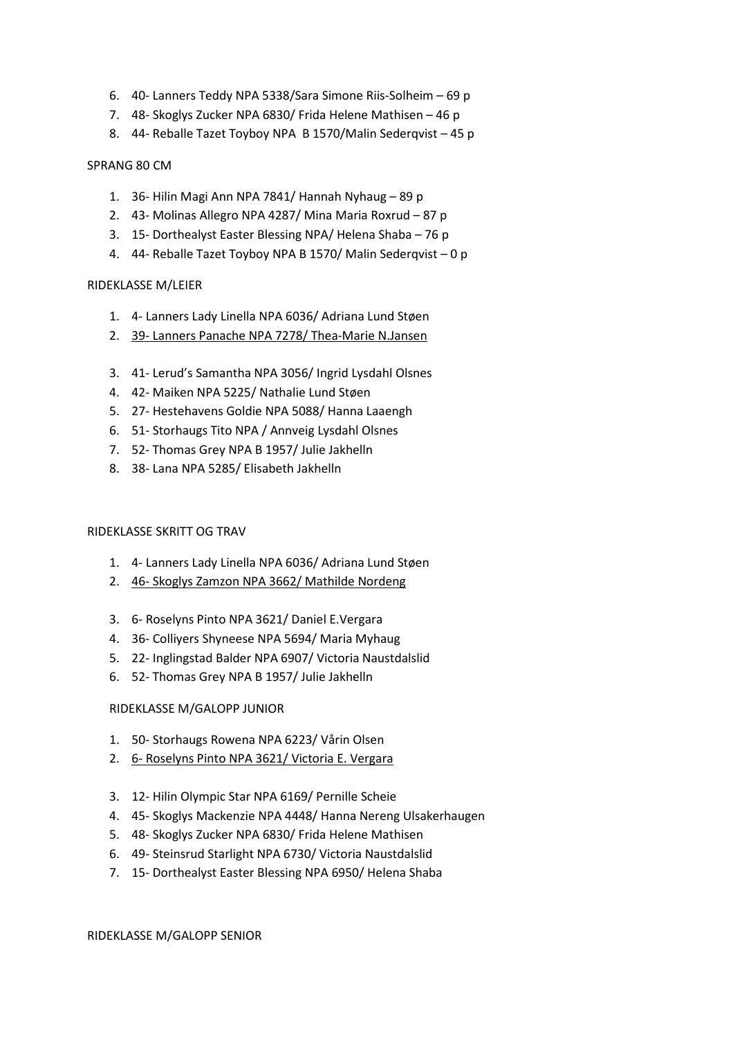6. 40- Lanners Teddy NPA 5338/Sara Simone Riis-Solheim – 69 p
7. 48- Skoglys Zucker NPA 6830/ Frida Helene Mathisen – 46 p
8. 44- Reballe Tazet Toyboy NPA B 1570/Malin Sederqvist – 45 p

SPRANG 80 CM

1. 36- Hilin Magi Ann NPA 7841/ Hannah Nyhaug – 89 p
2. 43- Molinas Allegro NPA 4287/ Mina Maria Roxrud – 87 p
3. 15- Dorthealyst Easter Blessing NPA/ Helena Shaba – 76 p
4. 44- Reballe Tazet Toyboy NPA B 1570/ Malin Sederqvist – 0 p

RIDEKLASSE M/LEIER

1. 4- Lanners Lady Linella NPA 6036/ Adriana Lund Støen
2. <u>39- Lanners Panache NPA 7278/ Thea-Marie N.Jansen</u>
3. 41- Lerud's Samantha NPA 3056/ Ingrid Lysdahl Olsnes
4. 42- Maiken NPA 5225/ Nathalie Lund Støen
5. 27- Hestehavens Goldie NPA 5088/ Hanna Laaengh
6. 51- Storhaugs Tito NPA / Annveig Lysdahl Olsnes
7. 52- Thomas Grey NPA B 1957/ Julie Jakhelln
8. 38- Lana NPA 5285/ Elisabeth Jakhelln

RIDEKLASSE SKRITT OG TRAV

1. 4- Lanners Lady Linella NPA 6036/ Adriana Lund Støen
2. <u>46- Skoglys Zamzon NPA 3662/ Mathilde Nordeng</u>
3. 6- Roselyns Pinto NPA 3621/ Daniel E.Vergara
4. 36- Colliyers Shyneese NPA 5694/ Maria Myhaug
5. 22- Inglingstad Balder NPA 6907/ Victoria Naustdalslid
6. 52- Thomas Grey NPA B 1957/ Julie Jakhelln

RIDEKLASSE M/GALOPP JUNIOR

1. 50- Storhaugs Rowena NPA 6223/ Vårin Olsen
2. <u>6- Roselyns Pinto NPA 3621/ Victoria E. Vergara</u>
3. 12- Hilin Olympic Star NPA 6169/ Pernille Scheie
4. 45- Skoglys Mackenzie NPA 4448/ Hanna Nereng Ulsakerhaugen
5. 48- Skoglys Zucker NPA 6830/ Frida Helene Mathisen
6. 49- Steinsrud Starlight NPA 6730/ Victoria Naustdalslid
7. 15- Dorthealyst Easter Blessing NPA 6950/ Helena Shaba

RIDEKLASSE M/GALOPP SENIOR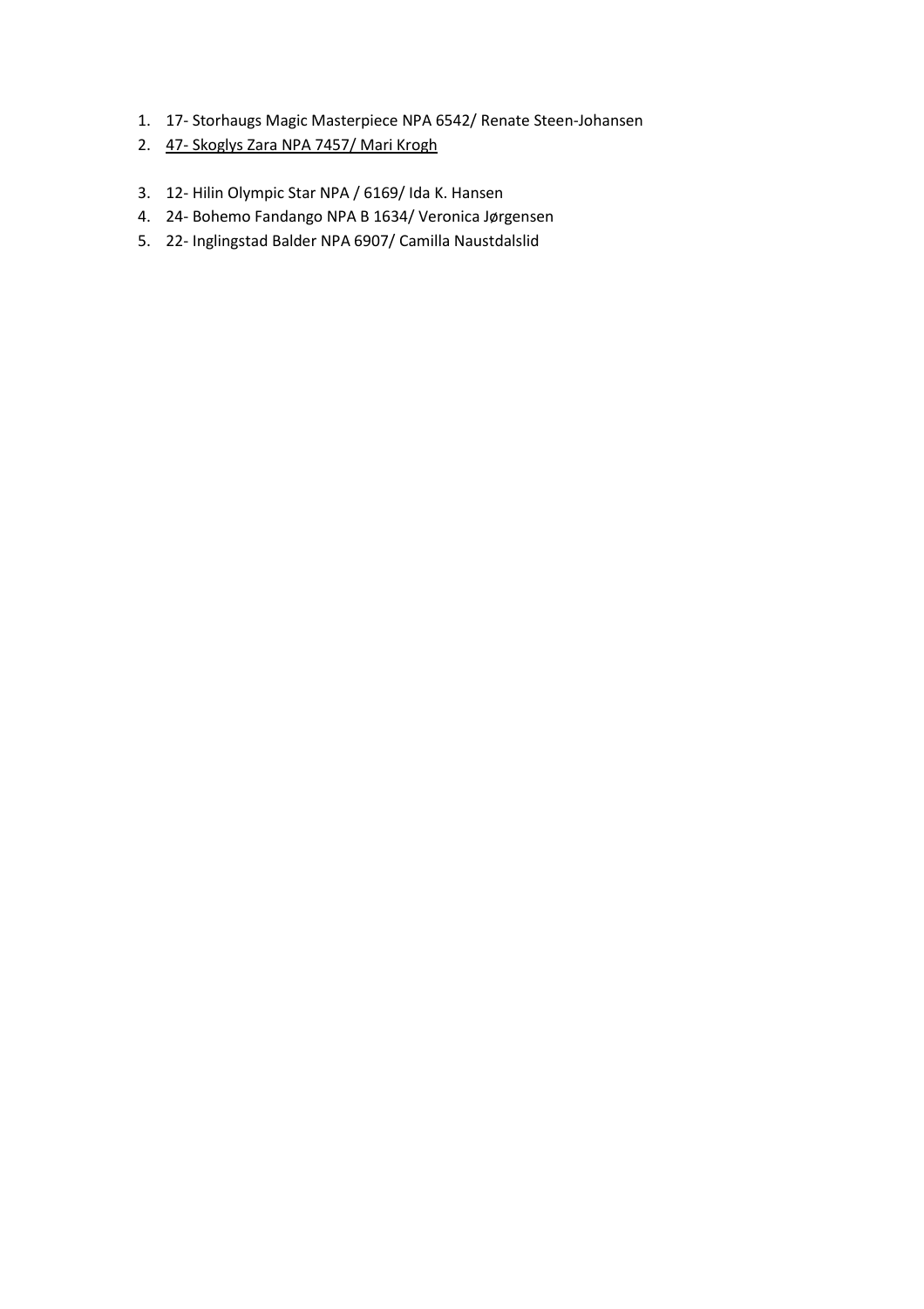1. 17- Storhaugs Magic Masterpiece NPA 6542/ Renate Steen-Johansen
2. <u>47- Skoglys Zara NPA 7457/ Mari Krogh</u>

3. 12- Hilin Olympic Star NPA / 6169/ Ida K. Hansen
4. 24- Bohemo Fandango NPA B 1634/ Veronica Jørgensen
5. 22- Inglingstad Balder NPA 6907/ Camilla Naustdalslid